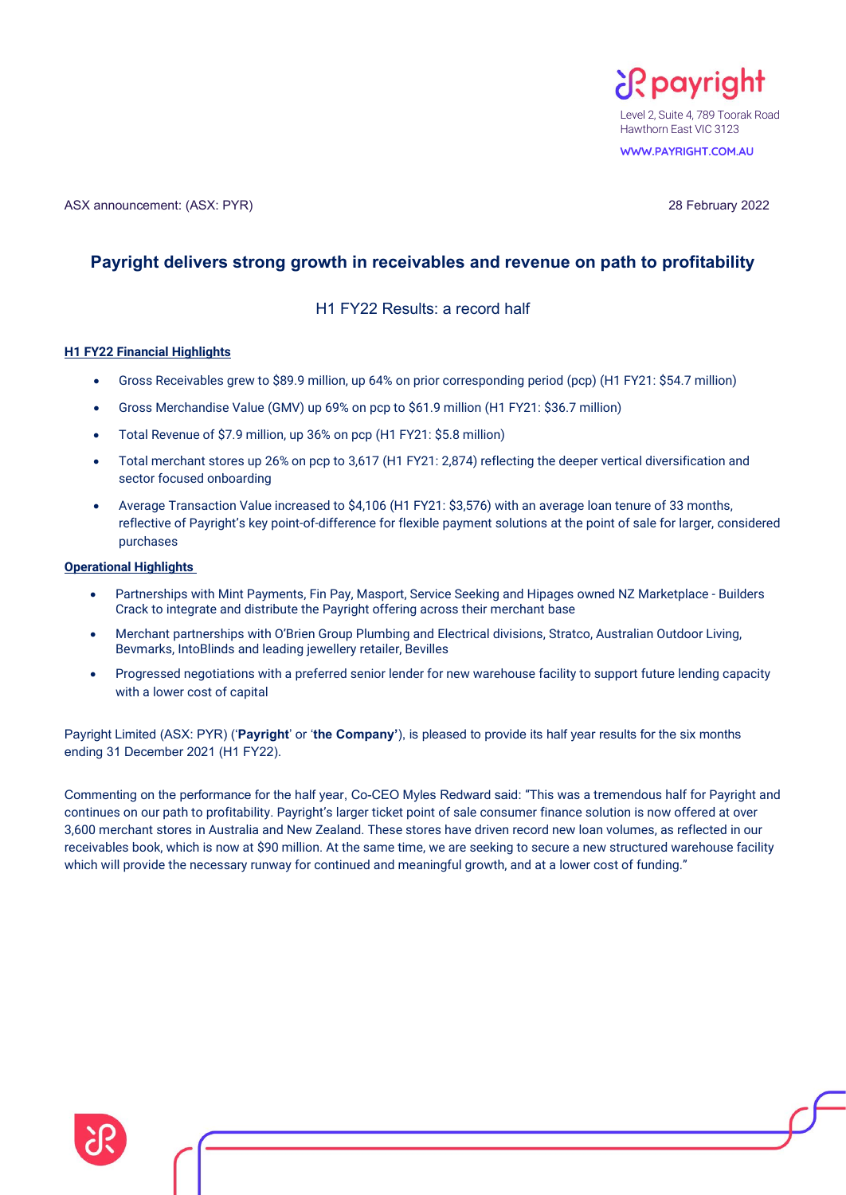payright

Level 2, Suite 4, 789 Toorak Road
Hawthorn East VIC 3123

WWW.PAYRIGHT.COM.AU

ASX announcement: (ASX: PYR)

28 February 2022

# Payright delivers strong growth in receivables and revenue on path to profitability

## H1 FY22 Results: a record half

**H1 FY22 Financial Highlights**

- Gross Receivables grew to $89.9 million, up 64% on prior corresponding period (pcp) (H1 FY21: $54.7 million)
- Gross Merchandise Value (GMV) up 69% on pcp to $61.9 million (H1 FY21: $36.7 million)
- Total Revenue of $7.9 million, up 36% on pcp (H1 FY21: $5.8 million)
- Total merchant stores up 26% on pcp to 3,617 (H1 FY21: 2,874) reflecting the deeper vertical diversification and sector focused onboarding
- Average Transaction Value increased to $4,106 (H1 FY21: $3,576) with an average loan tenure of 33 months, reflective of Payright's key point-of-difference for flexible payment solutions at the point of sale for larger, considered purchases

**Operational Highlights**

- Partnerships with Mint Payments, Fin Pay, Masport, Service Seeking and Hipages owned NZ Marketplace - Builders Crack to integrate and distribute the Payright offering across their merchant base
- Merchant partnerships with O'Brien Group Plumbing and Electrical divisions, Stratco, Australian Outdoor Living, Bevmarks, IntoBlinds and leading jewellery retailer, Bevilles
- Progressed negotiations with a preferred senior lender for new warehouse facility to support future lending capacity with a lower cost of capital

Payright Limited (ASX: PYR) ('**Payright**' or '**the Company**'), is pleased to provide its half year results for the six months ending 31 December 2021 (H1 FY22).

Commenting on the performance for the half year, Co-CEO Myles Redward said: "This was a tremendous half for Payright and continues on our path to profitability. Payright's larger ticket point of sale consumer finance solution is now offered at over 3,600 merchant stores in Australia and New Zealand. These stores have driven record new loan volumes, as reflected in our receivables book, which is now at $90 million. At the same time, we are seeking to secure a new structured warehouse facility which will provide the necessary runway for continued and meaningful growth, and at a lower cost of funding."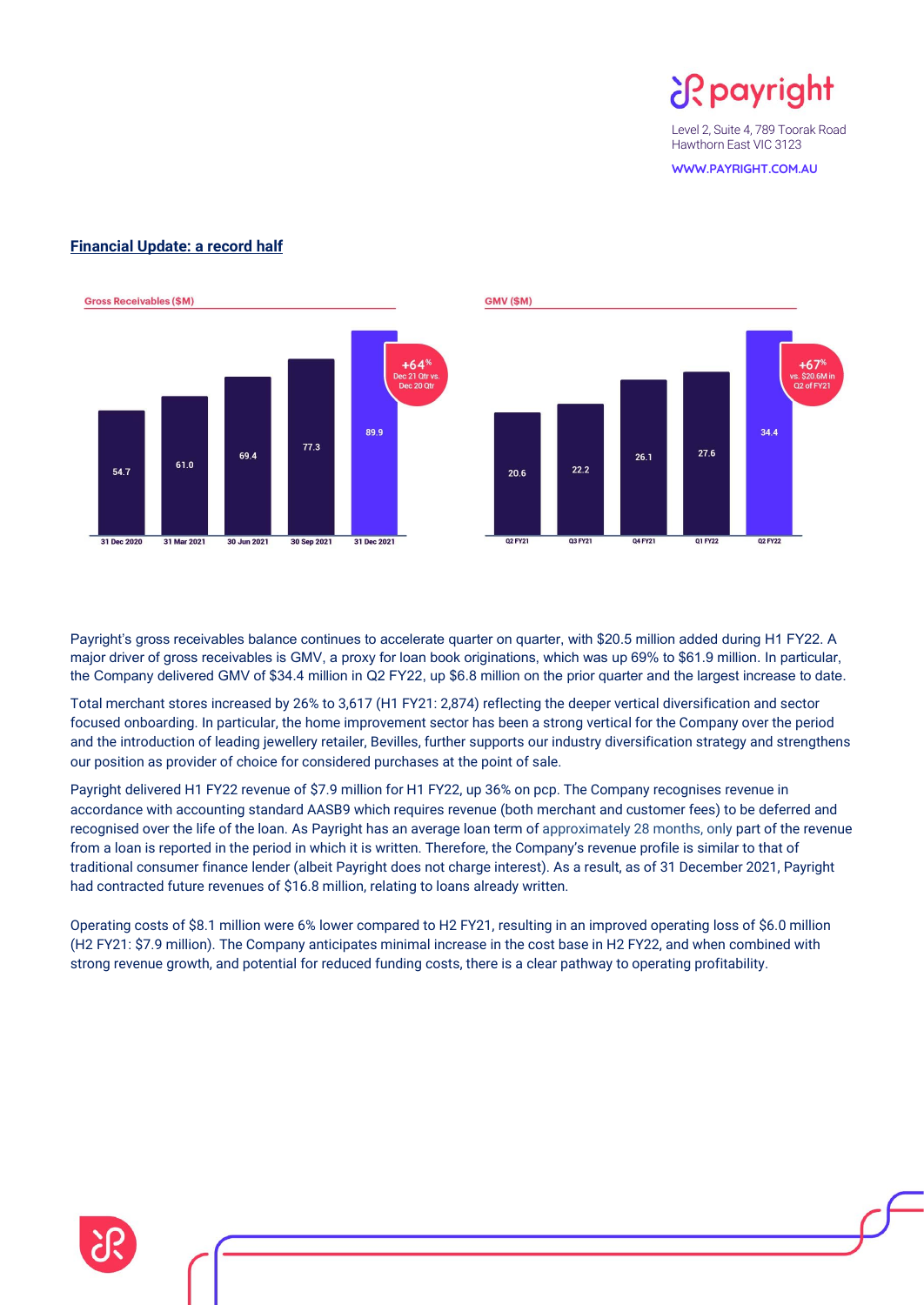## Financial Update: a record half

**Gross Receivables ($M)**

| 31 Dec 2020 | 31 Mar 2021 | 30 Jun 2021 | 30 Sep 2021 | 31 Dec 2021 |
| --- | --- | --- | --- | --- |
| 54.7 | 61.0 | 69.4 | 77.3 | 89.9 |

+64% Dec 21 Qtr vs. Dec 20 Qtr

**GMV ($M)**

| Q2 FY21 | Q3 FY21 | Q4 FY21 | Q1 FY22 | Q2 FY22 |
| --- | --- | --- | --- | --- |
| 20.6 | 22.2 | 26.1 | 27.6 | 34.4 |

+67% vs. $20.6M in Q2 of FY21

Payright's gross receivables balance continues to accelerate quarter on quarter, with $20.5 million added during H1 FY22. A major driver of gross receivables is GMV, a proxy for loan book originations, which was up 69% to $61.9 million. In particular, the Company delivered GMV of $34.4 million in Q2 FY22, up $6.8 million on the prior quarter and the largest increase to date.

Total merchant stores increased by 26% to 3,617 (H1 FY21: 2,874) reflecting the deeper vertical diversification and sector focused onboarding. In particular, the home improvement sector has been a strong vertical for the Company over the period and the introduction of leading jewellery retailer, Bevilles, further supports our industry diversification strategy and strengthens our position as provider of choice for considered purchases at the point of sale.

Payright delivered H1 FY22 revenue of $7.9 million for H1 FY22, up 36% on pcp. The Company recognises revenue in accordance with accounting standard AASB9 which requires revenue (both merchant and customer fees) to be deferred and recognised over the life of the loan. As Payright has an average loan term of approximately 28 months, only part of the revenue from a loan is reported in the period in which it is written. Therefore, the Company's revenue profile is similar to that of traditional consumer finance lender (albeit Payright does not charge interest). As a result, as of 31 December 2021, Payright had contracted future revenues of $16.8 million, relating to loans already written.

Operating costs of $8.1 million were 6% lower compared to H2 FY21, resulting in an improved operating loss of $6.0 million (H2 FY21: $7.9 million). The Company anticipates minimal increase in the cost base in H2 FY22, and when combined with strong revenue growth, and potential for reduced funding costs, there is a clear pathway to operating profitability.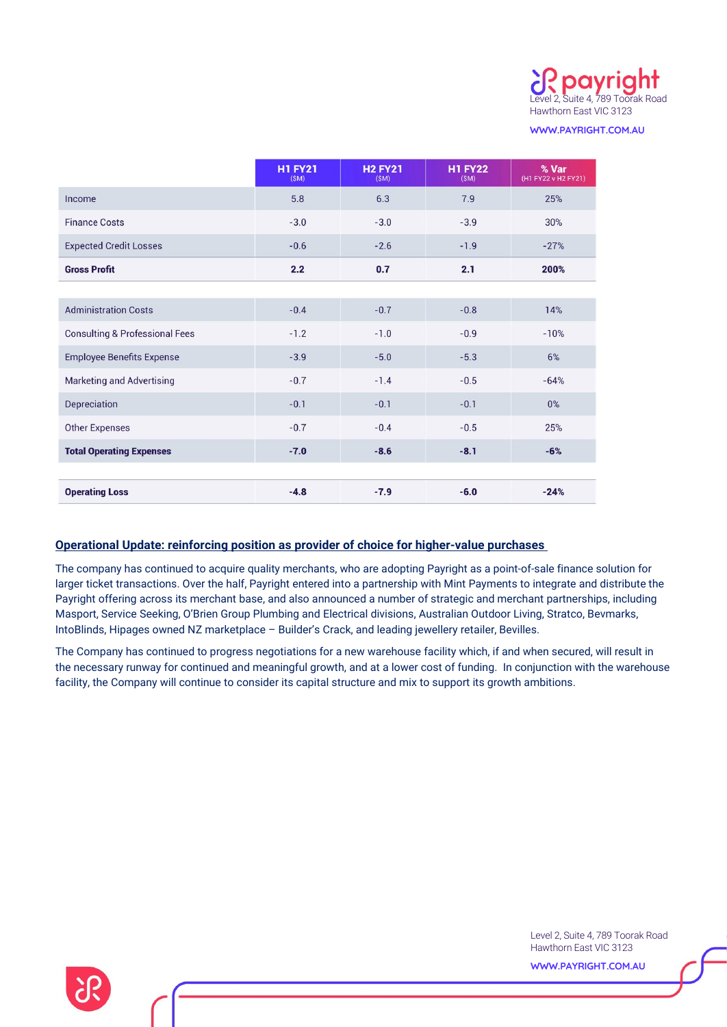| | H1 FY21 ($M) | H2 FY21 ($M) | H1 FY22 ($M) | % Var (H1 FY22 v H2 FY21) |
|---|---|---|---|---|
| Income | 5.8 | 6.3 | 7.9 | 25% |
| Finance Costs | -3.0 | -3.0 | -3.9 | 30% |
| Expected Credit Losses | -0.6 | -2.6 | -1.9 | -27% |
| **Gross Profit** | **2.2** | **0.7** | **2.1** | **200%** |
| | | | | |
| Administration Costs | -0.4 | -0.7 | -0.8 | 14% |
| Consulting & Professional Fees | -1.2 | -1.0 | -0.9 | -10% |
| Employee Benefits Expense | -3.9 | -5.0 | -5.3 | 6% |
| Marketing and Advertising | -0.7 | -1.4 | -0.5 | -64% |
| Depreciation | -0.1 | -0.1 | -0.1 | 0% |
| Other Expenses | -0.7 | -0.4 | -0.5 | 25% |
| **Total Operating Expenses** | **-7.0** | **-8.6** | **-8.1** | **-6%** |
| | | | | |
| **Operating Loss** | **-4.8** | **-7.9** | **-6.0** | **-24%** |

## Operational Update: reinforcing position as provider of choice for higher-value purchases

The company has continued to acquire quality merchants, who are adopting Payright as a point-of-sale finance solution for larger ticket transactions. Over the half, Payright entered into a partnership with Mint Payments to integrate and distribute the Payright offering across its merchant base, and also announced a number of strategic and merchant partnerships, including Masport, Service Seeking, O'Brien Group Plumbing and Electrical divisions, Australian Outdoor Living, Stratco, Bevmarks, IntoBlinds, Hipages owned NZ marketplace – Builder's Crack, and leading jewellery retailer, Bevilles.

The Company has continued to progress negotiations for a new warehouse facility which, if and when secured, will result in the necessary runway for continued and meaningful growth, and at a lower cost of funding. In conjunction with the warehouse facility, the Company will continue to consider its capital structure and mix to support its growth ambitions.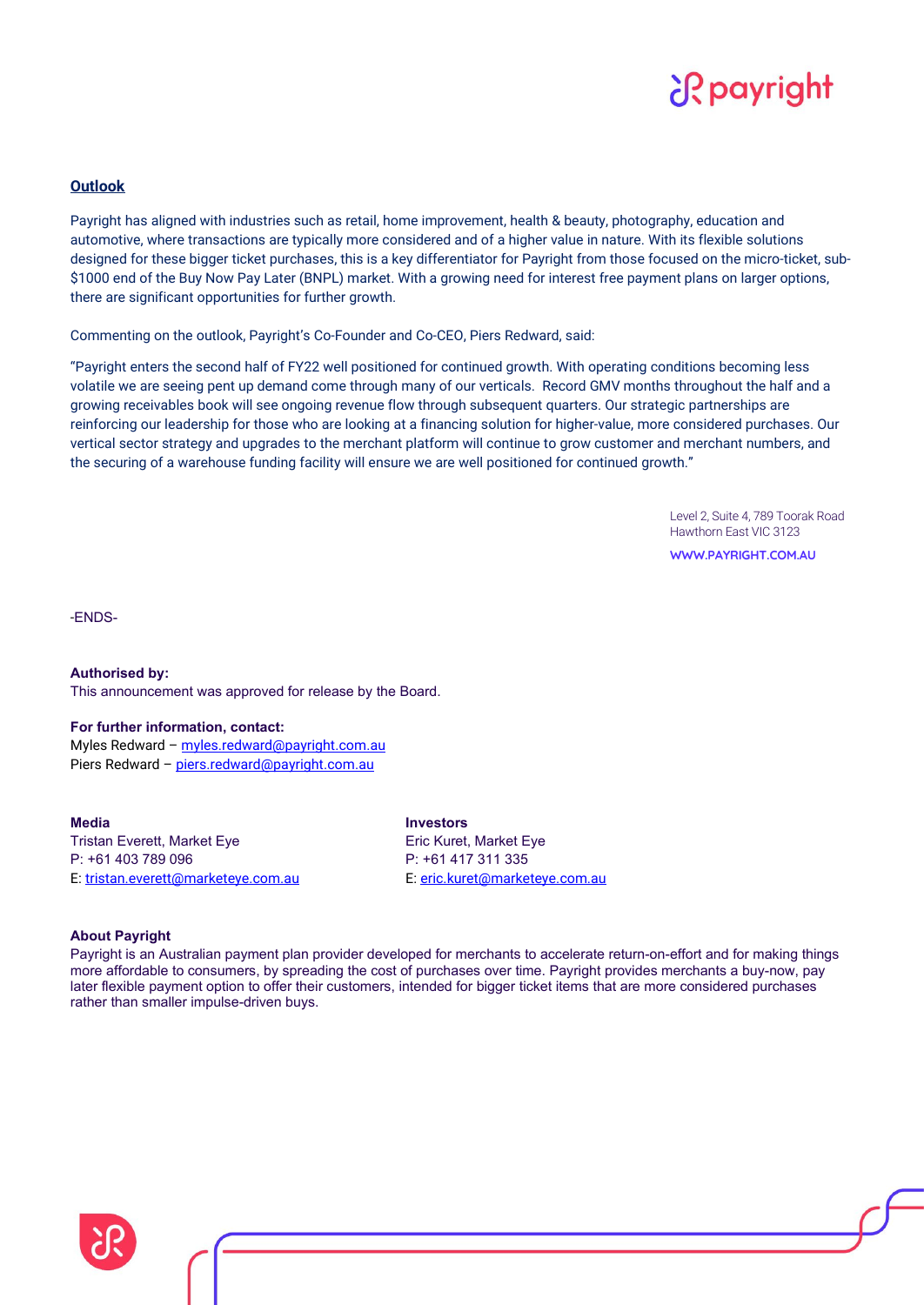## Outlook

Payright has aligned with industries such as retail, home improvement, health & beauty, photography, education and automotive, where transactions are typically more considered and of a higher value in nature. With its flexible solutions designed for these bigger ticket purchases, this is a key differentiator for Payright from those focused on the micro-ticket, sub-$1000 end of the Buy Now Pay Later (BNPL) market. With a growing need for interest free payment plans on larger options, there are significant opportunities for further growth.

Commenting on the outlook, Payright's Co-Founder and Co-CEO, Piers Redward, said:

"Payright enters the second half of FY22 well positioned for continued growth. With operating conditions becoming less volatile we are seeing pent up demand come through many of our verticals. Record GMV months throughout the half and a growing receivables book will see ongoing revenue flow through subsequent quarters. Our strategic partnerships are reinforcing our leadership for those who are looking at a financing solution for higher-value, more considered purchases. Our vertical sector strategy and upgrades to the merchant platform will continue to grow customer and merchant numbers, and the securing of a warehouse funding facility will ensure we are well positioned for continued growth."

Level 2, Suite 4, 789 Toorak Road
Hawthorn East VIC 3123

WWW.PAYRIGHT.COM.AU

-ENDS-

**Authorised by:**
This announcement was approved for release by the Board.

**For further information, contact:**
Myles Redward – myles.redward@payright.com.au
Piers Redward – piers.redward@payright.com.au

**Media**
Tristan Everett, Market Eye
P: +61 403 789 096
E: tristan.everett@marketeye.com.au

**Investors**
Eric Kuret, Market Eye
P: +61 417 311 335
E: eric.kuret@marketeye.com.au

**About Payright**
Payright is an Australian payment plan provider developed for merchants to accelerate return-on-effort and for making things more affordable to consumers, by spreading the cost of purchases over time. Payright provides merchants a buy-now, pay later flexible payment option to offer their customers, intended for bigger ticket items that are more considered purchases rather than smaller impulse-driven buys.